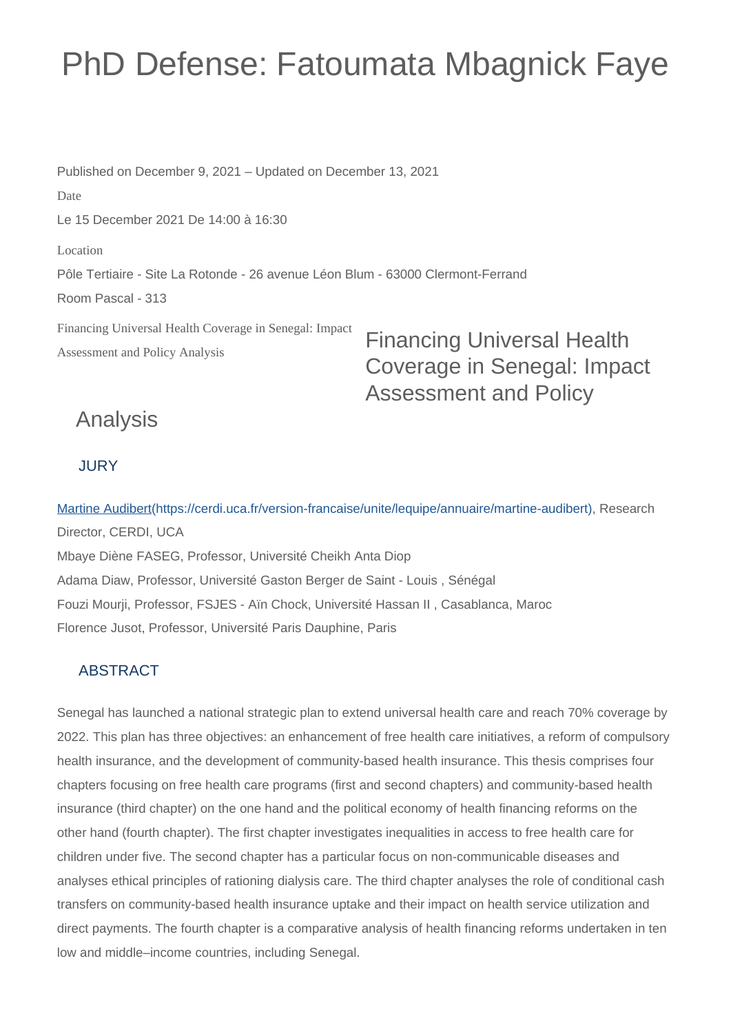# PhD Defense: Fatoumata Mbagnick Faye

Published on December 9, 2021 – Updated on December 13, 2021

Date

Le 15 December 2021 De 14:00 à 16:30

Location

Pôle Tertiaire - Site La Rotonde - 26 avenue Léon Blum - 63000 Clermont-Ferrand

Room Pascal - 313

Financing Universal Health Coverage in Senegal: Impact Assessment and Policy Analysis

## Financing Universal Health Coverage in Senegal: Impact Assessment and Policy Analysis

### JURY

[Martine Audibert](https://cerdi.uca.fr/version-francaise/unite/lequipe/annuaire/martine-audibert)(https://cerdi.uca.fr/version-francaise/unite/lequipe/annuaire/martine-audibert), Research Director, CERDI, UCA

Mbaye Diène FASEG, Professor, Université Cheikh Anta Diop

Adama Diaw, Professor, Université Gaston Berger de Saint - Louis , Sénégal

Fouzi Mourji, Professor, FSJES - Aïn Chock, Université Hassan II , Casablanca, Maroc

Florence Jusot, Professor, Université Paris Dauphine, Paris

### ABSTRACT

Senegal has launched a national strategic plan to extend universal health care and reach 70% coverage by 2022. This plan has three objectives: an enhancement of free health care initiatives, a reform of compulsory health insurance, and the development of community-based health insurance. This thesis comprises four chapters focusing on free health care programs (first and second chapters) and community-based health insurance (third chapter) on the one hand and the political economy of health financing reforms on the other hand (fourth chapter). The first chapter investigates inequalities in access to free health care for children under five. The second chapter has a particular focus on non-communicable diseases and analyses ethical principles of rationing dialysis care. The third chapter analyses the role of conditional cash transfers on community-based health insurance uptake and their impact on health service utilization and direct payments. The fourth chapter is a comparative analysis of health financing reforms undertaken in ten low and middle–income countries, including Senegal.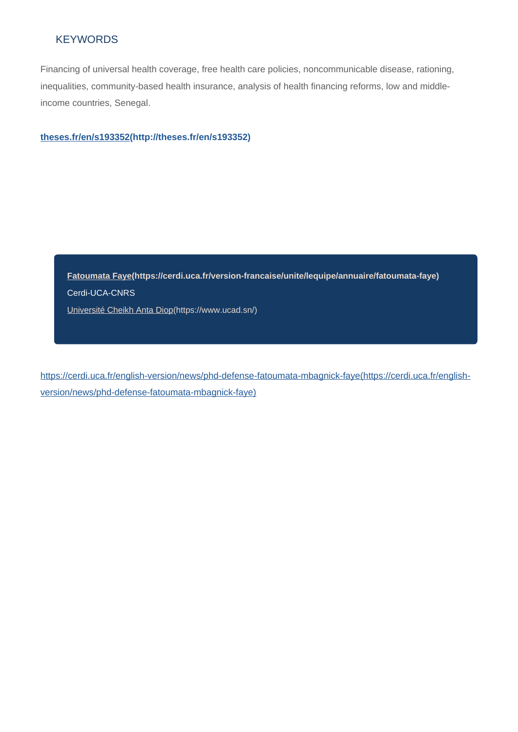## KEYWORDS

Financing of universal health coverage, free health care policies, noncommunicable disease, rationing, inequalities, community-based health insurance, analysis of health financing reforms, low and middle-income countries, Senegal.

**theses.fr/en/s193352(http://theses.fr/en/s193352)**

**Fatoumata Faye(https://cerdi.uca.fr/version-francaise/unite/lequipe/annuaire/fatoumata-faye)**

Cerdi-UCA-CNRS

Université Cheikh Anta Diop(https://www.ucad.sn/)

https://cerdi.uca.fr/english-version/news/phd-defense-fatoumata-mbagnick-faye(https://cerdi.uca.fr/english-version/news/phd-defense-fatoumata-mbagnick-faye)